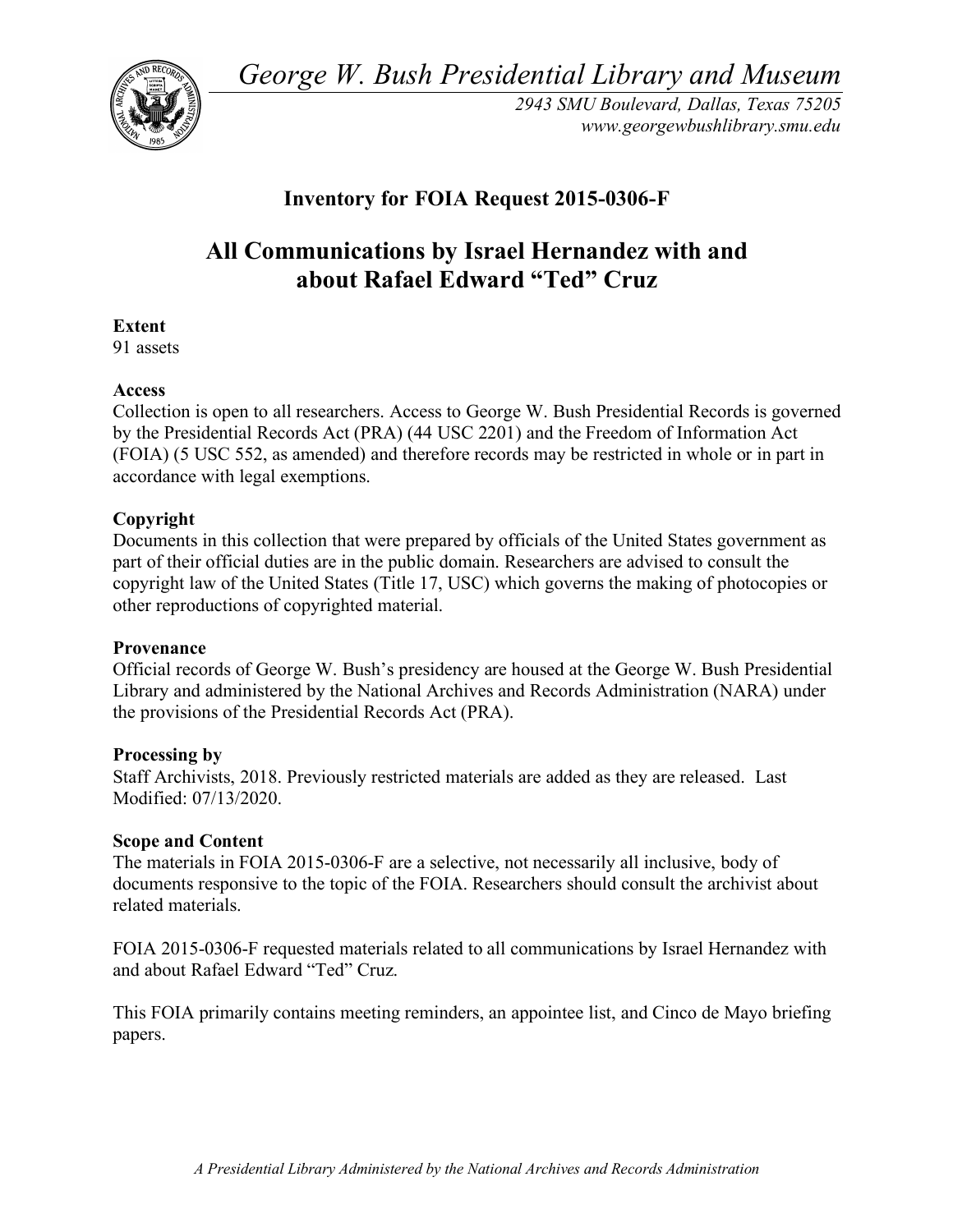*George W. Bush Presidential Library and Museum*

*2943 SMU Boulevard, Dallas, Texas 75205*
*www.georgewbushlibrary.smu.edu*

## Inventory for FOIA Request 2015-0306-F

# All Communications by Israel Hernandez with and about Rafael Edward "Ted" Cruz

**Extent**
91 assets

**Access**
Collection is open to all researchers. Access to George W. Bush Presidential Records is governed by the Presidential Records Act (PRA) (44 USC 2201) and the Freedom of Information Act (FOIA) (5 USC 552, as amended) and therefore records may be restricted in whole or in part in accordance with legal exemptions.

**Copyright**
Documents in this collection that were prepared by officials of the United States government as part of their official duties are in the public domain. Researchers are advised to consult the copyright law of the United States (Title 17, USC) which governs the making of photocopies or other reproductions of copyrighted material.

**Provenance**
Official records of George W. Bush's presidency are housed at the George W. Bush Presidential Library and administered by the National Archives and Records Administration (NARA) under the provisions of the Presidential Records Act (PRA).

**Processing by**
Staff Archivists, 2018. Previously restricted materials are added as they are released. Last Modified: 07/13/2020.

**Scope and Content**
The materials in FOIA 2015-0306-F are a selective, not necessarily all inclusive, body of documents responsive to the topic of the FOIA. Researchers should consult the archivist about related materials.

FOIA 2015-0306-F requested materials related to all communications by Israel Hernandez with and about Rafael Edward "Ted" Cruz.

This FOIA primarily contains meeting reminders, an appointee list, and Cinco de Mayo briefing papers.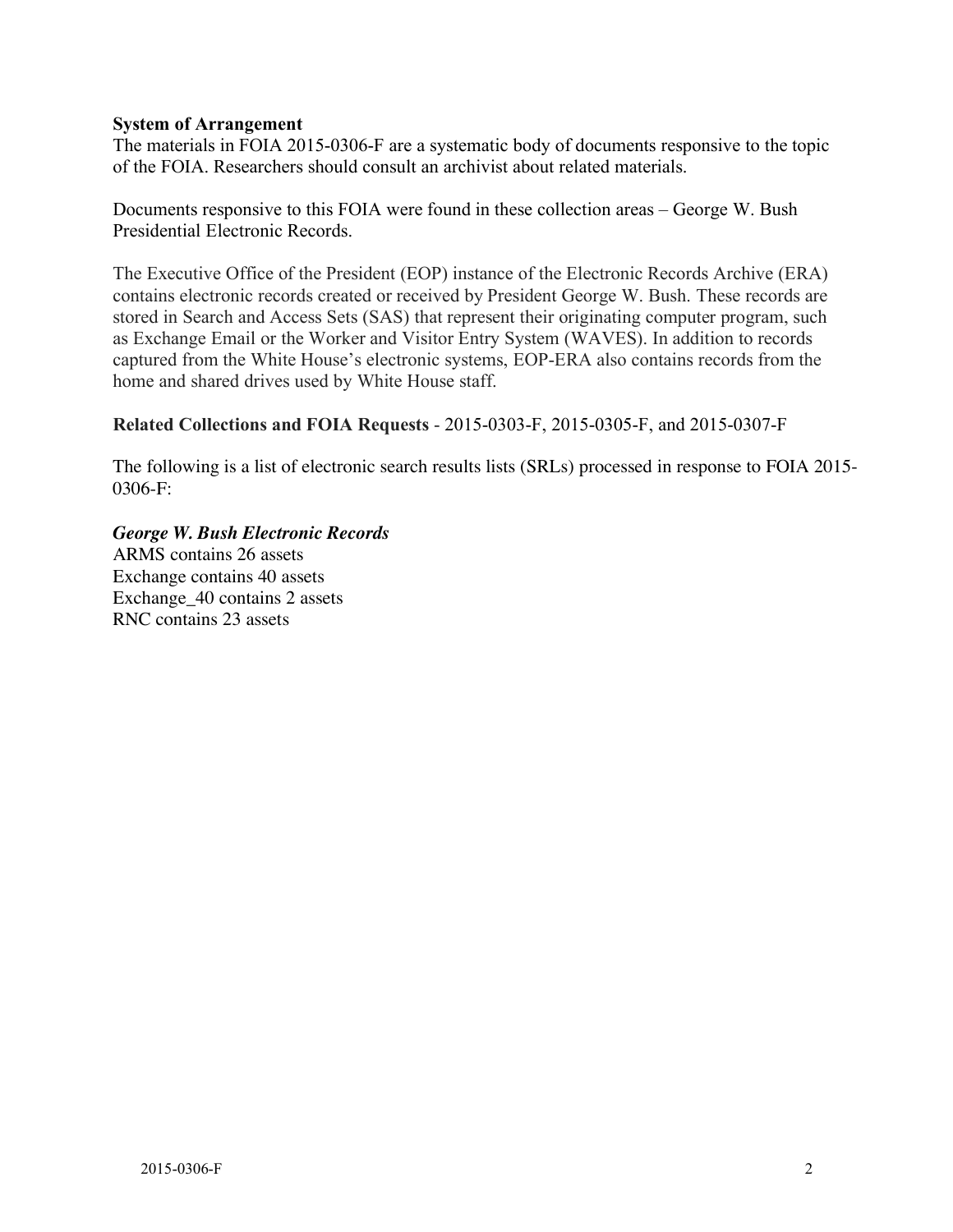**System of Arrangement**
The materials in FOIA 2015-0306-F are a systematic body of documents responsive to the topic of the FOIA. Researchers should consult an archivist about related materials.

Documents responsive to this FOIA were found in these collection areas – George W. Bush Presidential Electronic Records.

The Executive Office of the President (EOP) instance of the Electronic Records Archive (ERA) contains electronic records created or received by President George W. Bush. These records are stored in Search and Access Sets (SAS) that represent their originating computer program, such as Exchange Email or the Worker and Visitor Entry System (WAVES). In addition to records captured from the White House's electronic systems, EOP-ERA also contains records from the home and shared drives used by White House staff.

**Related Collections and FOIA Requests** - 2015-0303-F, 2015-0305-F, and 2015-0307-F

The following is a list of electronic search results lists (SRLs) processed in response to FOIA 2015-0306-F:

***George W. Bush Electronic Records***
ARMS contains 26 assets
Exchange contains 40 assets
Exchange_40 contains 2 assets
RNC contains 23 assets